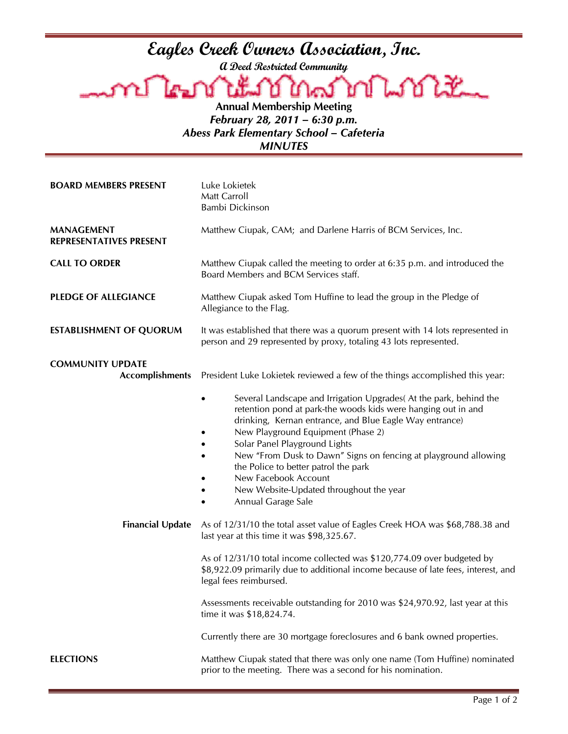# Eagles Creek Owners Association, Inc.

*A Deed Restricted Community*

**Annual Membership Meeting**
***February 28, 2011 – 6:30 p.m.***
***Abess Park Elementary School – Cafeteria***
***MINUTES***

**BOARD MEMBERS PRESENT**

Luke Lokietek
Matt Carroll
Bambi Dickinson

**MANAGEMENT REPRESENTATIVES PRESENT**

Matthew Ciupak, CAM; and Darlene Harris of BCM Services, Inc.

**CALL TO ORDER**

Matthew Ciupak called the meeting to order at 6:35 p.m. and introduced the Board Members and BCM Services staff.

**PLEDGE OF ALLEGIANCE**

Matthew Ciupak asked Tom Huffine to lead the group in the Pledge of Allegiance to the Flag.

**ESTABLISHMENT OF QUORUM**

It was established that there was a quorum present with 14 lots represented in person and 29 represented by proxy, totaling 43 lots represented.

**COMMUNITY UPDATE**

**Accomplishments**

President Luke Lokietek reviewed a few of the things accomplished this year:

- Several Landscape and Irrigation Upgrades( At the park, behind the retention pond at park-the woods kids were hanging out in and drinking, Kernan entrance, and Blue Eagle Way entrance)
- New Playground Equipment (Phase 2)
- Solar Panel Playground Lights
- New "From Dusk to Dawn" Signs on fencing at playground allowing the Police to better patrol the park
- New Facebook Account
- New Website-Updated throughout the year
- Annual Garage Sale

**Financial Update**

As of 12/31/10 the total asset value of Eagles Creek HOA was $68,788.38 and last year at this time it was $98,325.67.

As of 12/31/10 total income collected was $120,774.09 over budgeted by $8,922.09 primarily due to additional income because of late fees, interest, and legal fees reimbursed.

Assessments receivable outstanding for 2010 was $24,970.92, last year at this time it was $18,824.74.

Currently there are 30 mortgage foreclosures and 6 bank owned properties.

**ELECTIONS**

Matthew Ciupak stated that there was only one name (Tom Huffine) nominated prior to the meeting. There was a second for his nomination.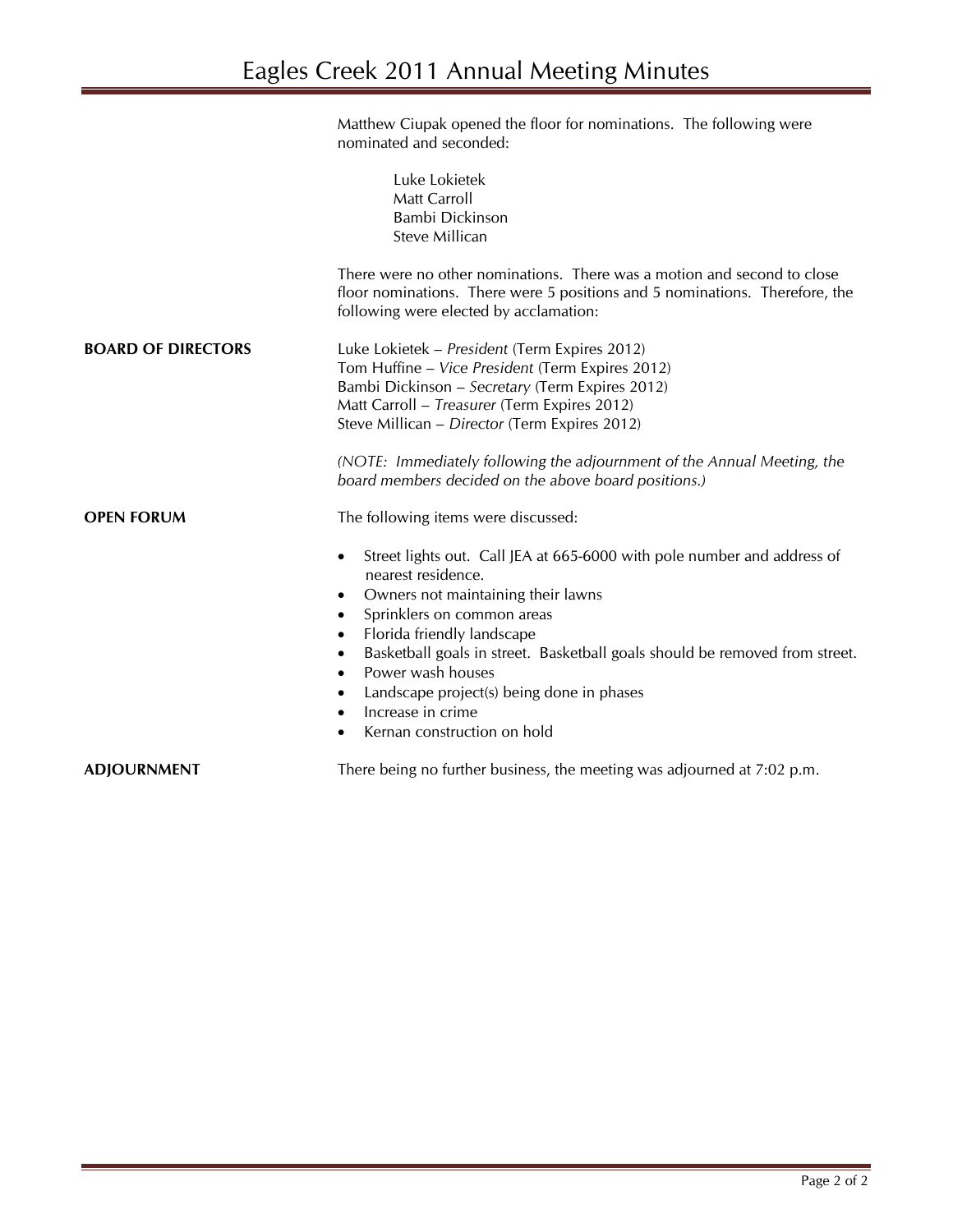Matthew Ciupak opened the floor for nominations. The following were nominated and seconded:

Luke Lokietek
Matt Carroll
Bambi Dickinson
Steve Millican

There were no other nominations. There was a motion and second to close floor nominations. There were 5 positions and 5 nominations. Therefore, the following were elected by acclamation:

**BOARD OF DIRECTORS**

Luke Lokietek – *President* (Term Expires 2012)
Tom Huffine – *Vice President* (Term Expires 2012)
Bambi Dickinson – *Secretary* (Term Expires 2012)
Matt Carroll – *Treasurer* (Term Expires 2012)
Steve Millican – *Director* (Term Expires 2012)

*(NOTE: Immediately following the adjournment of the Annual Meeting, the board members decided on the above board positions.)*

**OPEN FORUM**

The following items were discussed:

- Street lights out. Call JEA at 665-6000 with pole number and address of nearest residence.
- Owners not maintaining their lawns
- Sprinklers on common areas
- Florida friendly landscape
- Basketball goals in street. Basketball goals should be removed from street.
- Power wash houses
- Landscape project(s) being done in phases
- Increase in crime
- Kernan construction on hold

**ADJOURNMENT**

There being no further business, the meeting was adjourned at 7:02 p.m.